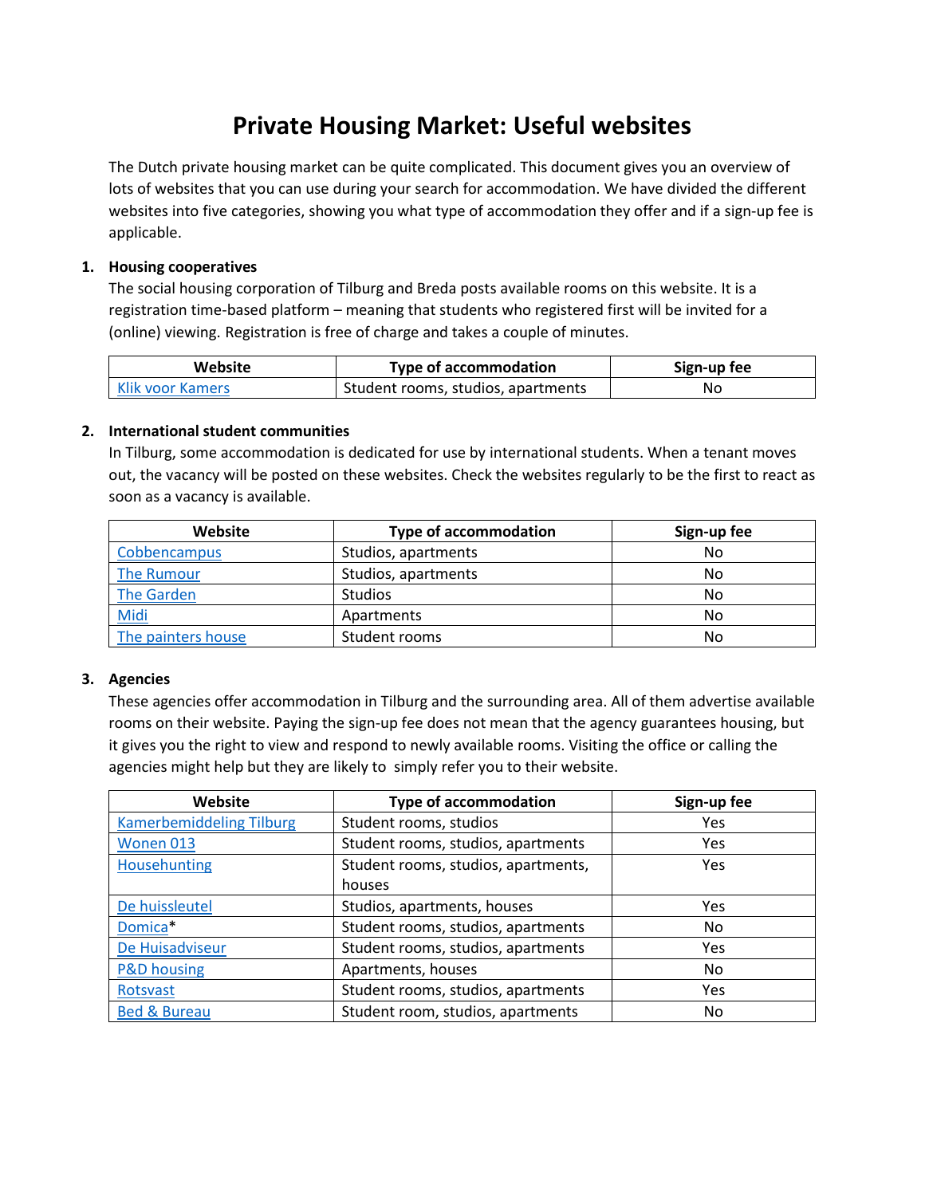# Private Housing Market: Useful websites

The Dutch private housing market can be quite complicated. This document gives you an overview of lots of websites that you can use during your search for accommodation. We have divided the different websites into five categories, showing you what type of accommodation they offer and if a sign-up fee is applicable.

## 1. Housing cooperatives

The social housing corporation of Tilburg and Breda posts available rooms on this website. It is a registration time-based platform – meaning that students who registered first will be invited for a (online) viewing. Registration is free of charge and takes a couple of minutes.

| Website | Type of accommodation | Sign-up fee |
|---|---|---|
| Klik voor Kamers | Student rooms, studios, apartments | No |

## 2. International student communities

In Tilburg, some accommodation is dedicated for use by international students. When a tenant moves out, the vacancy will be posted on these websites. Check the websites regularly to be the first to react as soon as a vacancy is available.

| Website | Type of accommodation | Sign-up fee |
|---|---|---|
| Cobbencampus | Studios, apartments | No |
| The Rumour | Studios, apartments | No |
| The Garden | Studios | No |
| Midi | Apartments | No |
| The painters house | Student rooms | No |

## 3. Agencies

These agencies offer accommodation in Tilburg and the surrounding area. All of them advertise available rooms on their website. Paying the sign-up fee does not mean that the agency guarantees housing, but it gives you the right to view and respond to newly available rooms. Visiting the office or calling the agencies might help but they are likely to simply refer you to their website.

| Website | Type of accommodation | Sign-up fee |
|---|---|---|
| Kamerbemiddeling Tilburg | Student rooms, studios | Yes |
| Wonen 013 | Student rooms, studios, apartments | Yes |
| Househunting | Student rooms, studios, apartments, houses | Yes |
| De huissleutel | Studios, apartments, houses | Yes |
| Domica* | Student rooms, studios, apartments | No |
| De Huisadviseur | Student rooms, studios, apartments | Yes |
| P&D housing | Apartments, houses | No |
| Rotsvast | Student rooms, studios, apartments | Yes |
| Bed & Bureau | Student room, studios, apartments | No |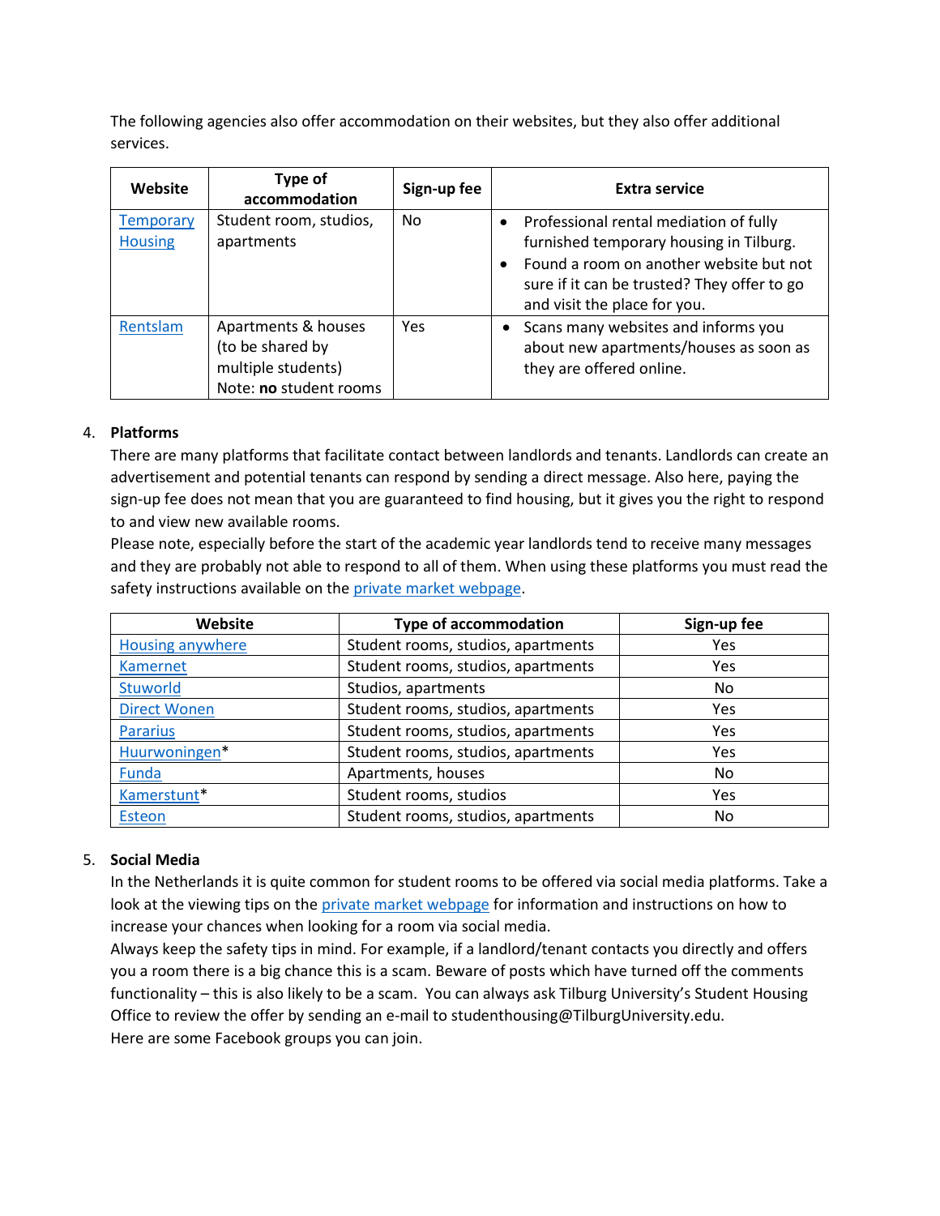The following agencies also offer accommodation on their websites, but they also offer additional services.

| Website | Type of accommodation | Sign-up fee | Extra service |
|---|---|---|---|
| Temporary Housing | Student room, studios, apartments | No | • Professional rental mediation of fully furnished temporary housing in Tilburg.<br>• Found a room on another website but not sure if it can be trusted? They offer to go and visit the place for you. |
| Rentslam | Apartments & houses (to be shared by multiple students)<br>Note: **no** student rooms | Yes | • Scans many websites and informs you about new apartments/houses as soon as they are offered online. |

4. **Platforms**

   There are many platforms that facilitate contact between landlords and tenants. Landlords can create an advertisement and potential tenants can respond by sending a direct message. Also here, paying the sign-up fee does not mean that you are guaranteed to find housing, but it gives you the right to respond to and view new available rooms.

   Please note, especially before the start of the academic year landlords tend to receive many messages and they are probably not able to respond to all of them. When using these platforms you must read the safety instructions available on the private market webpage.

| Website | Type of accommodation | Sign-up fee |
|---|---|---|
| Housing anywhere | Student rooms, studios, apartments | Yes |
| Kamernet | Student rooms, studios, apartments | Yes |
| Stuworld | Studios, apartments | No |
| Direct Wonen | Student rooms, studios, apartments | Yes |
| Pararius | Student rooms, studios, apartments | Yes |
| Huurwoningen* | Student rooms, studios, apartments | Yes |
| Funda | Apartments, houses | No |
| Kamerstunt* | Student rooms, studios | Yes |
| Esteon | Student rooms, studios, apartments | No |

5. **Social Media**

   In the Netherlands it is quite common for student rooms to be offered via social media platforms. Take a look at the viewing tips on the private market webpage for information and instructions on how to increase your chances when looking for a room via social media.

   Always keep the safety tips in mind. For example, if a landlord/tenant contacts you directly and offers you a room there is a big chance this is a scam. Beware of posts which have turned off the comments functionality – this is also likely to be a scam. You can always ask Tilburg University's Student Housing Office to review the offer by sending an e-mail to studenthousing@TilburgUniversity.edu.

   Here are some Facebook groups you can join.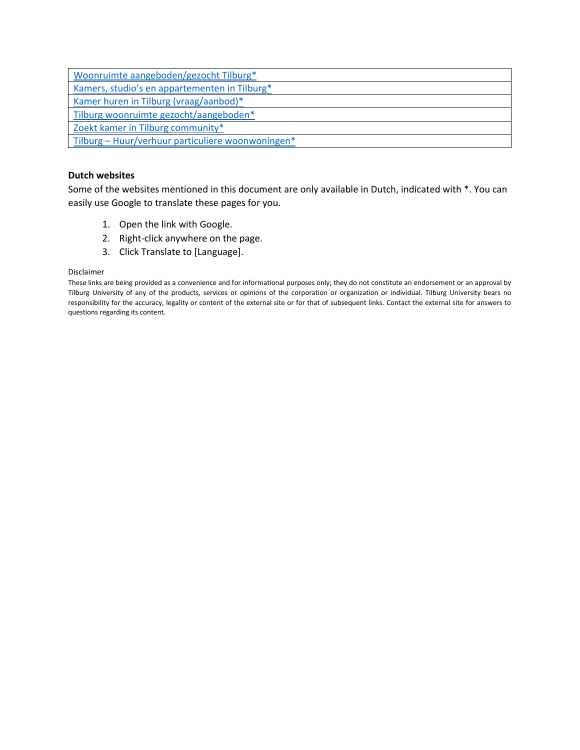| |
|---|
| Woonruimte aangeboden/gezocht Tilburg* |
| Kamers, studio's en appartementen in Tilburg* |
| Kamer huren in Tilburg (vraag/aanbod)* |
| Tilburg woonruimte gezocht/aangeboden* |
| Zoekt kamer in Tilburg community* |
| Tilburg – Huur/verhuur particuliere woonwoningen* |

**Dutch websites**

Some of the websites mentioned in this document are only available in Dutch, indicated with *. You can easily use Google to translate these pages for you.

1. Open the link with Google.
2. Right-click anywhere on the page.
3. Click Translate to [Language].

Disclaimer

These links are being provided as a convenience and for informational purposes only; they do not constitute an endorsement or an approval by Tilburg University of any of the products, services or opinions of the corporation or organization or individual. Tilburg University bears no responsibility for the accuracy, legality or content of the external site or for that of subsequent links. Contact the external site for answers to questions regarding its content.